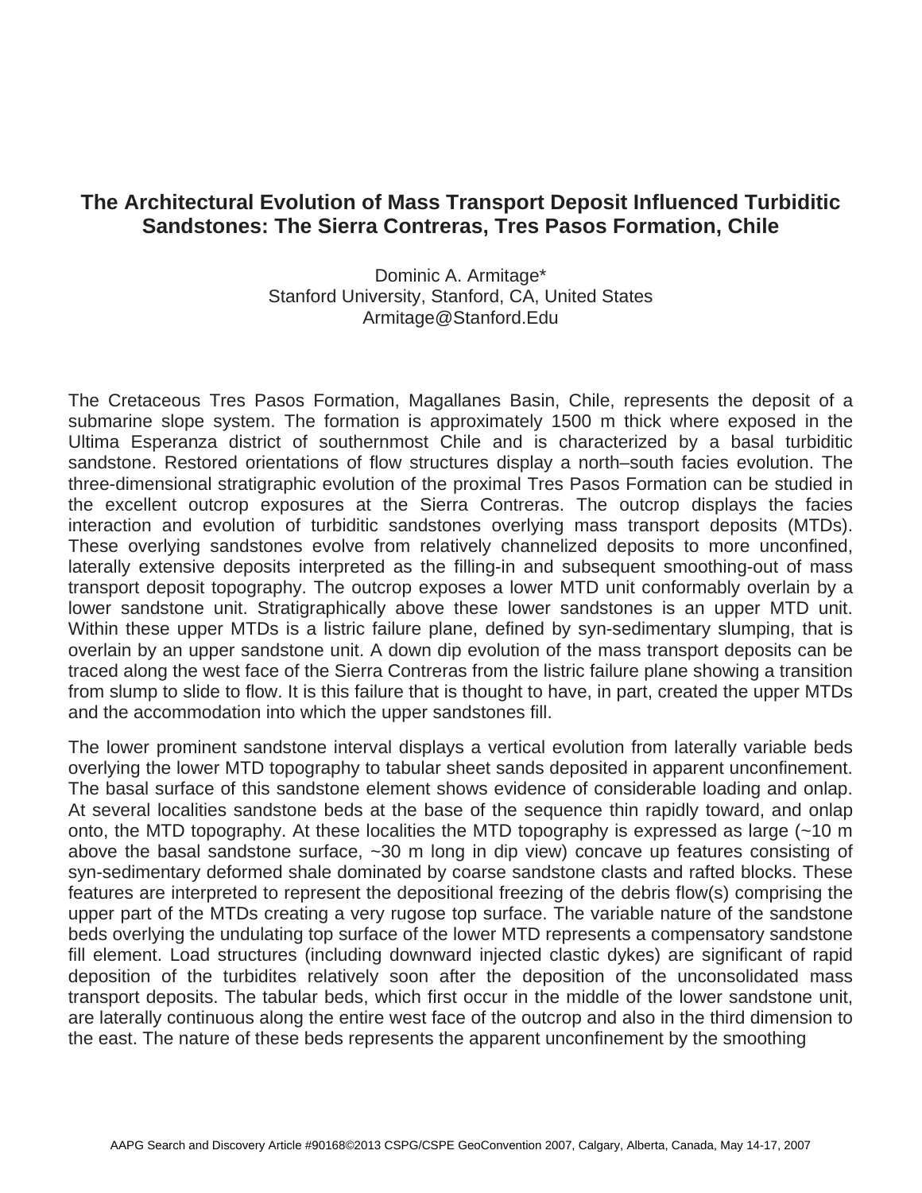# The Architectural Evolution of Mass Transport Deposit Influenced Turbiditic Sandstones: The Sierra Contreras, Tres Pasos Formation, Chile

Dominic A. Armitage*
Stanford University, Stanford, CA, United States
Armitage@Stanford.Edu

The Cretaceous Tres Pasos Formation, Magallanes Basin, Chile, represents the deposit of a submarine slope system. The formation is approximately 1500 m thick where exposed in the Ultima Esperanza district of southernmost Chile and is characterized by a basal turbiditic sandstone. Restored orientations of flow structures display a north–south facies evolution. The three-dimensional stratigraphic evolution of the proximal Tres Pasos Formation can be studied in the excellent outcrop exposures at the Sierra Contreras. The outcrop displays the facies interaction and evolution of turbiditic sandstones overlying mass transport deposits (MTDs). These overlying sandstones evolve from relatively channelized deposits to more unconfined, laterally extensive deposits interpreted as the filling-in and subsequent smoothing-out of mass transport deposit topography. The outcrop exposes a lower MTD unit conformably overlain by a lower sandstone unit. Stratigraphically above these lower sandstones is an upper MTD unit. Within these upper MTDs is a listric failure plane, defined by syn-sedimentary slumping, that is overlain by an upper sandstone unit. A down dip evolution of the mass transport deposits can be traced along the west face of the Sierra Contreras from the listric failure plane showing a transition from slump to slide to flow. It is this failure that is thought to have, in part, created the upper MTDs and the accommodation into which the upper sandstones fill.

The lower prominent sandstone interval displays a vertical evolution from laterally variable beds overlying the lower MTD topography to tabular sheet sands deposited in apparent unconfinement. The basal surface of this sandstone element shows evidence of considerable loading and onlap. At several localities sandstone beds at the base of the sequence thin rapidly toward, and onlap onto, the MTD topography. At these localities the MTD topography is expressed as large (~10 m above the basal sandstone surface, ~30 m long in dip view) concave up features consisting of syn-sedimentary deformed shale dominated by coarse sandstone clasts and rafted blocks. These features are interpreted to represent the depositional freezing of the debris flow(s) comprising the upper part of the MTDs creating a very rugose top surface. The variable nature of the sandstone beds overlying the undulating top surface of the lower MTD represents a compensatory sandstone fill element. Load structures (including downward injected clastic dykes) are significant of rapid deposition of the turbidites relatively soon after the deposition of the unconsolidated mass transport deposits. The tabular beds, which first occur in the middle of the lower sandstone unit, are laterally continuous along the entire west face of the outcrop and also in the third dimension to the east. The nature of these beds represents the apparent unconfinement by the smoothing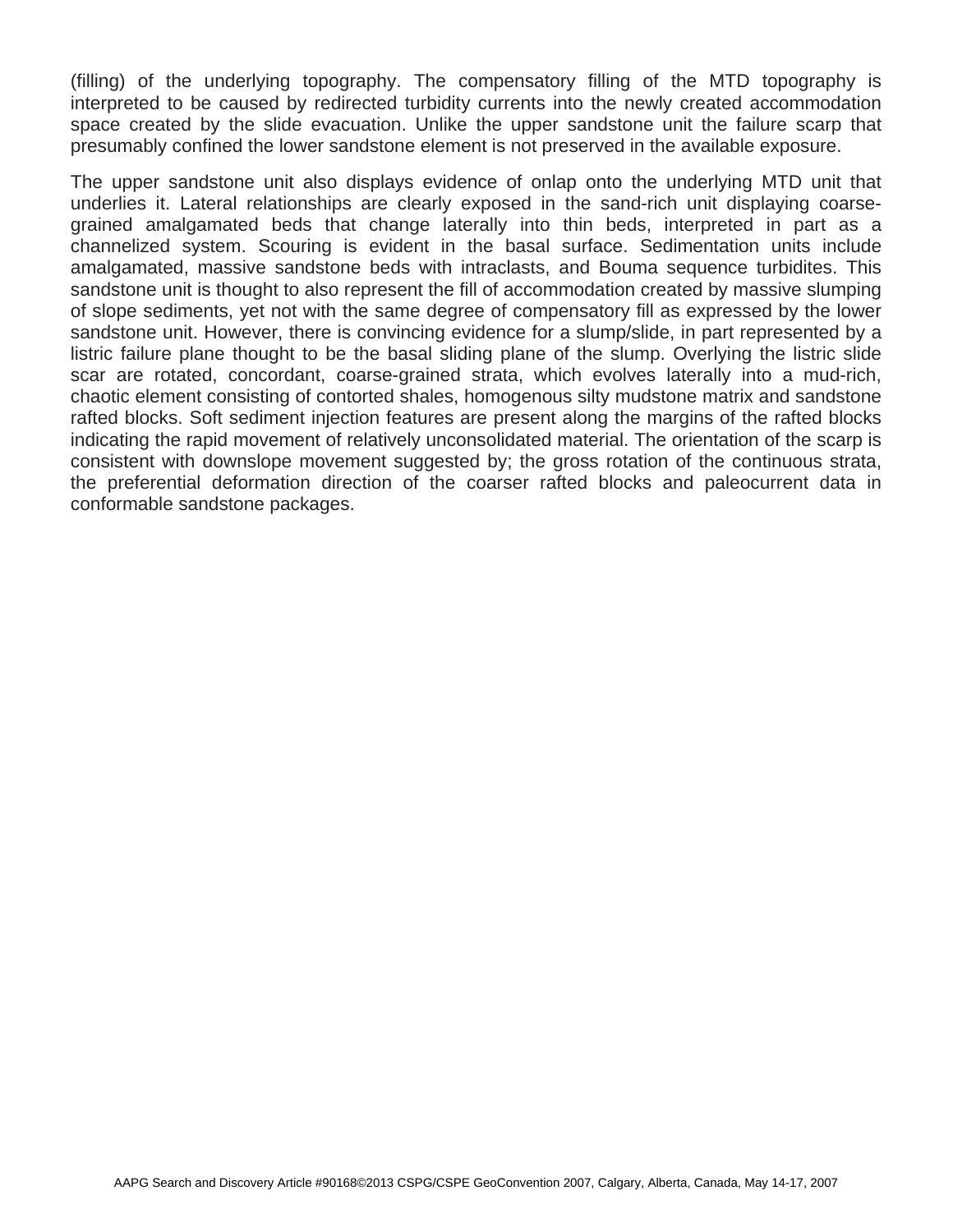(filling) of the underlying topography. The compensatory filling of the MTD topography is interpreted to be caused by redirected turbidity currents into the newly created accommodation space created by the slide evacuation. Unlike the upper sandstone unit the failure scarp that presumably confined the lower sandstone element is not preserved in the available exposure.

The upper sandstone unit also displays evidence of onlap onto the underlying MTD unit that underlies it. Lateral relationships are clearly exposed in the sand-rich unit displaying coarse-grained amalgamated beds that change laterally into thin beds, interpreted in part as a channelized system. Scouring is evident in the basal surface. Sedimentation units include amalgamated, massive sandstone beds with intraclasts, and Bouma sequence turbidites. This sandstone unit is thought to also represent the fill of accommodation created by massive slumping of slope sediments, yet not with the same degree of compensatory fill as expressed by the lower sandstone unit. However, there is convincing evidence for a slump/slide, in part represented by a listric failure plane thought to be the basal sliding plane of the slump. Overlying the listric slide scar are rotated, concordant, coarse-grained strata, which evolves laterally into a mud-rich, chaotic element consisting of contorted shales, homogenous silty mudstone matrix and sandstone rafted blocks. Soft sediment injection features are present along the margins of the rafted blocks indicating the rapid movement of relatively unconsolidated material. The orientation of the scarp is consistent with downslope movement suggested by; the gross rotation of the continuous strata, the preferential deformation direction of the coarser rafted blocks and paleocurrent data in conformable sandstone packages.